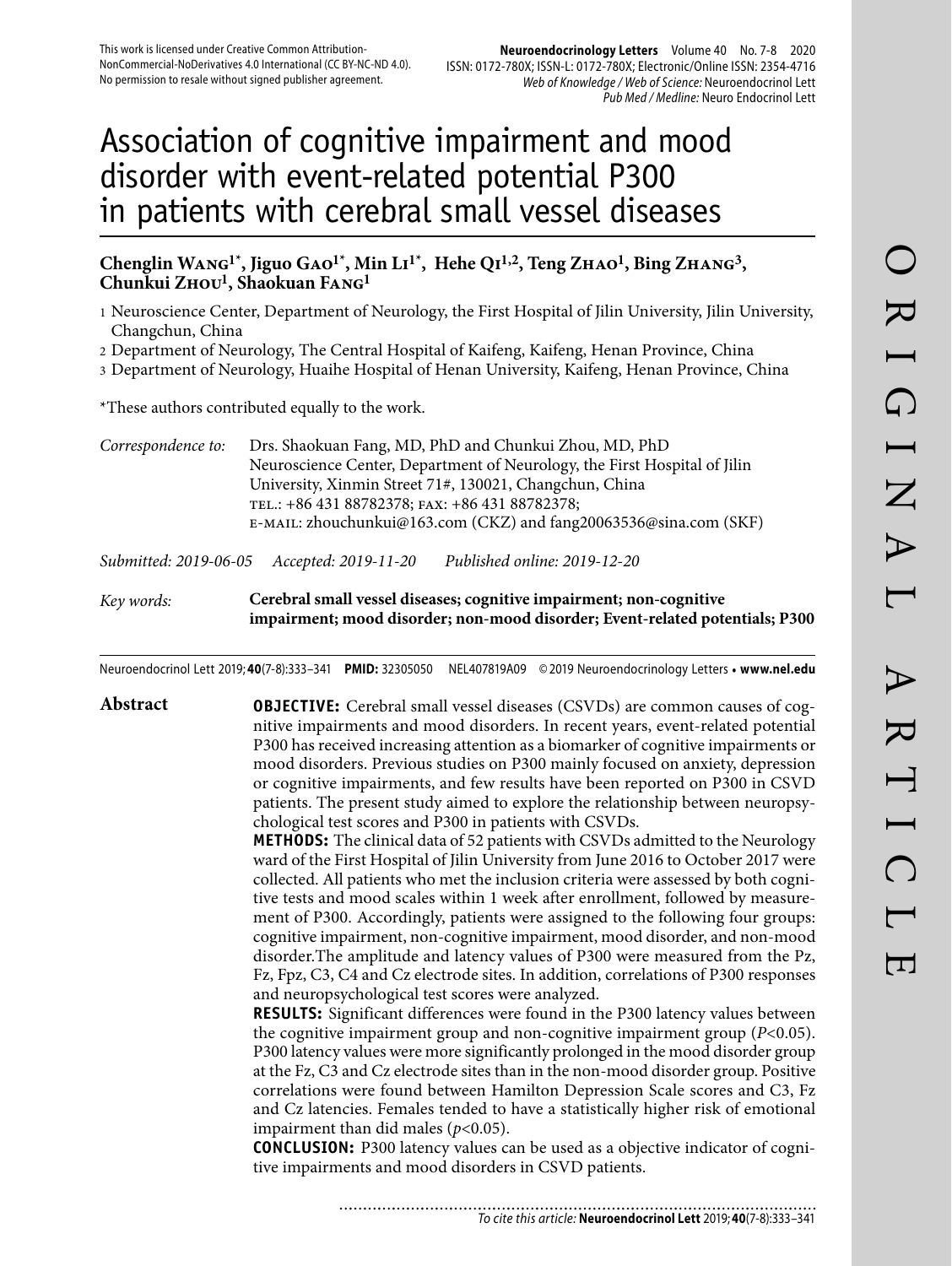This work is licensed under Creative Common Attribution-NonCommercial-NoDerivatives 4.0 International (CC BY-NC-ND 4.0). No permission to resale without signed publisher agreement.

# Association of cognitive impairment and mood disorder with event-related potential P300 in patients with cerebral small vessel diseases

**Chenglin Wang[1*], Jiguo Gao[1*], Min Li[1*], Hehe Qi[1,2], Teng Zhao[1], Bing Zhang[3], Chunkui Zhou[1], Shaokuan Fang[1]**

1 Neuroscience Center, Department of Neurology, the First Hospital of Jilin University, Jilin University, Changchun, China

2 Department of Neurology, The Central Hospital of Kaifeng, Kaifeng, Henan Province, China

3 Department of Neurology, Huaihe Hospital of Henan University, Kaifeng, Henan Province, China

*These authors contributed equally to the work.

*Correspondence to:* Drs. Shaokuan Fang, MD, PhD and Chunkui Zhou, MD, PhD
Neuroscience Center, Department of Neurology, the First Hospital of Jilin University, Xinmin Street 71#, 130021, Changchun, China
TEL.: +86 431 88782378; FAX: +86 431 88782378;
E-MAIL: zhouchunkui@163.com (CKZ) and fang20063536@sina.com (SKF)

*Submitted: 2019-06-05 Accepted: 2019-11-20 Published online: 2019-12-20*

*Key words:* **Cerebral small vessel diseases; cognitive impairment; non-cognitive impairment; mood disorder; non-mood disorder; Event-related potentials; P300**

Neuroendocrinol Lett 2019; **40**(7-8):333–341 **PMID:** 32305050 NEL407819A09 © 2019 Neuroendocrinology Letters • **www.nel.edu**

## Abstract

**OBJECTIVE:** Cerebral small vessel diseases (CSVDs) are common causes of cognitive impairments and mood disorders. In recent years, event-related potential P300 has received increasing attention as a biomarker of cognitive impairments or mood disorders. Previous studies on P300 mainly focused on anxiety, depression or cognitive impairments, and few results have been reported on P300 in CSVD patients. The present study aimed to explore the relationship between neuropsychological test scores and P300 in patients with CSVDs.

**METHODS:** The clinical data of 52 patients with CSVDs admitted to the Neurology ward of the First Hospital of Jilin University from June 2016 to October 2017 were collected. All patients who met the inclusion criteria were assessed by both cognitive tests and mood scales within 1 week after enrollment, followed by measurement of P300. Accordingly, patients were assigned to the following four groups: cognitive impairment, non-cognitive impairment, mood disorder, and non-mood disorder.The amplitude and latency values of P300 were measured from the Pz, Fz, Fpz, C3, C4 and Cz electrode sites. In addition, correlations of P300 responses and neuropsychological test scores were analyzed.

**RESULTS:** Significant differences were found in the P300 latency values between the cognitive impairment group and non-cognitive impairment group ($P<0.05$). P300 latency values were more significantly prolonged in the mood disorder group at the Fz, C3 and Cz electrode sites than in the non-mood disorder group. Positive correlations were found between Hamilton Depression Scale scores and C3, Fz and Cz latencies. Females tended to have a statistically higher risk of emotional impairment than did males ($p<0.05$).

**CONCLUSION:** P300 latency values can be used as a objective indicator of cognitive impairments and mood disorders in CSVD patients.

*To cite this article:* **Neuroendocrinol Lett** 2019; **40**(7-8):333–341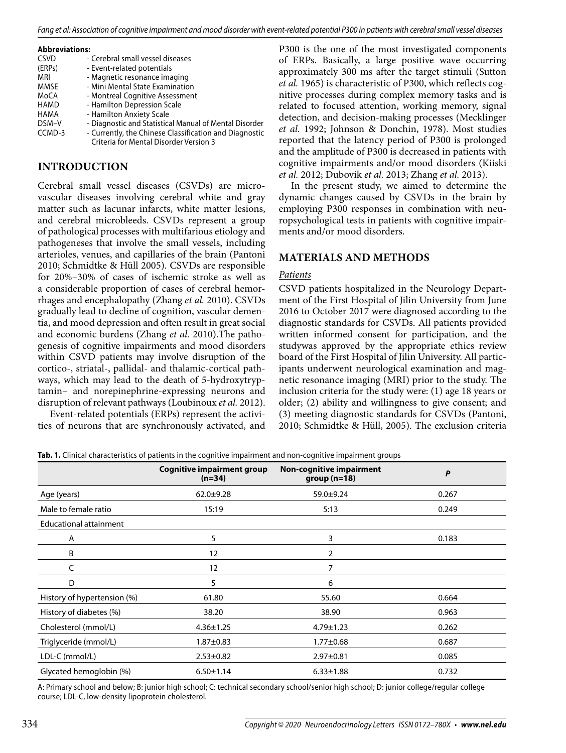**Abbreviations:**

| | |
|---|---|
| CSVD | - Cerebral small vessel diseases |
| (ERPs) | - Event-related potentials |
| MRI | - Magnetic resonance imaging |
| MMSE | - Mini Mental State Examination |
| MoCA | - Montreal Cognitive Assessment |
| HAMD | - Hamilton Depression Scale |
| HAMA | - Hamilton Anxiety Scale |
| DSM–V | - Diagnostic and Statistical Manual of Mental Disorder |
| CCMD-3 | - Currently, the Chinese Classification and Diagnostic Criteria for Mental Disorder Version 3 |

## INTRODUCTION

Cerebral small vessel diseases (CSVDs) are microvascular diseases involving cerebral white and gray matter such as lacunar infarcts, white matter lesions, and cerebral microbleeds. CSVDs represent a group of pathological processes with multifarious etiology and pathogeneses that involve the small vessels, including arterioles, venues, and capillaries of the brain (Pantoni 2010; Schmidtke & Hüll 2005). CSVDs are responsible for 20%–30% of cases of ischemic stroke as well as a considerable proportion of cases of cerebral hemorrhages and encephalopathy (Zhang *et al.* 2010). CSVDs gradually lead to decline of cognition, vascular dementia, and mood depression and often result in great social and economic burdens (Zhang *et al.* 2010).The pathogenesis of cognitive impairments and mood disorders within CSVD patients may involve disruption of the cortico-, striatal-, pallidal- and thalamic-cortical pathways, which may lead to the death of 5-hydroxytryptamin– and norepinephrine-expressing neurons and disruption of relevant pathways (Loubinoux *et al.* 2012).

Event-related potentials (ERPs) represent the activities of neurons that are synchronously activated, and P300 is the one of the most investigated components of ERPs. Basically, a large positive wave occurring approximately 300 ms after the target stimuli (Sutton *et al.* 1965) is characteristic of P300, which reflects cognitive processes during complex memory tasks and is related to focused attention, working memory, signal detection, and decision-making processes (Mecklinger *et al.* 1992; Johnson & Donchin, 1978). Most studies reported that the latency period of P300 is prolonged and the amplitude of P300 is decreased in patients with cognitive impairments and/or mood disorders (Kiiski *et al.* 2012; Dubovik *et al.* 2013; Zhang *et al.* 2013).

In the present study, we aimed to determine the dynamic changes caused by CSVDs in the brain by employing P300 responses in combination with neuropsychological tests in patients with cognitive impairments and/or mood disorders.

## MATERIALS AND METHODS

### *Patients*

CSVD patients hospitalized in the Neurology Department of the First Hospital of Jilin University from June 2016 to October 2017 were diagnosed according to the diagnostic standards for CSVDs. All patients provided written informed consent for participation, and the studywas approved by the appropriate ethics review board of the First Hospital of Jilin University. All participants underwent neurological examination and magnetic resonance imaging (MRI) prior to the study. The inclusion criteria for the study were: (1) age 18 years or older; (2) ability and willingness to give consent; and (3) meeting diagnostic standards for CSVDs (Pantoni, 2010; Schmidtke & Hüll, 2005). The exclusion criteria

**Tab. 1.** Clinical characteristics of patients in the cognitive impairment and non-cognitive impairment groups

| | Cognitive impairment group (n=34) | Non-cognitive impairment group (n=18) | *P* |
|---|---|---|---|
| Age (years) | 62.0±9.28 | 59.0±9.24 | 0.267 |
| Male to female ratio | 15:19 | 5:13 | 0.249 |
| Educational attainment | | | |
| A | 5 | 3 | 0.183 |
| B | 12 | 2 | |
| C | 12 | 7 | |
| D | 5 | 6 | |
| History of hypertension (%) | 61.80 | 55.60 | 0.664 |
| History of diabetes (%) | 38.20 | 38.90 | 0.963 |
| Cholesterol (mmol/L) | 4.36±1.25 | 4.79±1.23 | 0.262 |
| Triglyceride (mmol/L) | 1.87±0.83 | 1.77±0.68 | 0.687 |
| LDL-C (mmol/L) | 2.53±0.82 | 2.97±0.81 | 0.085 |
| Glycated hemoglobin (%) | 6.50±1.14 | 6.33±1.88 | 0.732 |

A: Primary school and below; B: junior high school; C: technical secondary school/senior high school; D: junior college/regular college course; LDL-C, low-density lipoprotein cholesterol.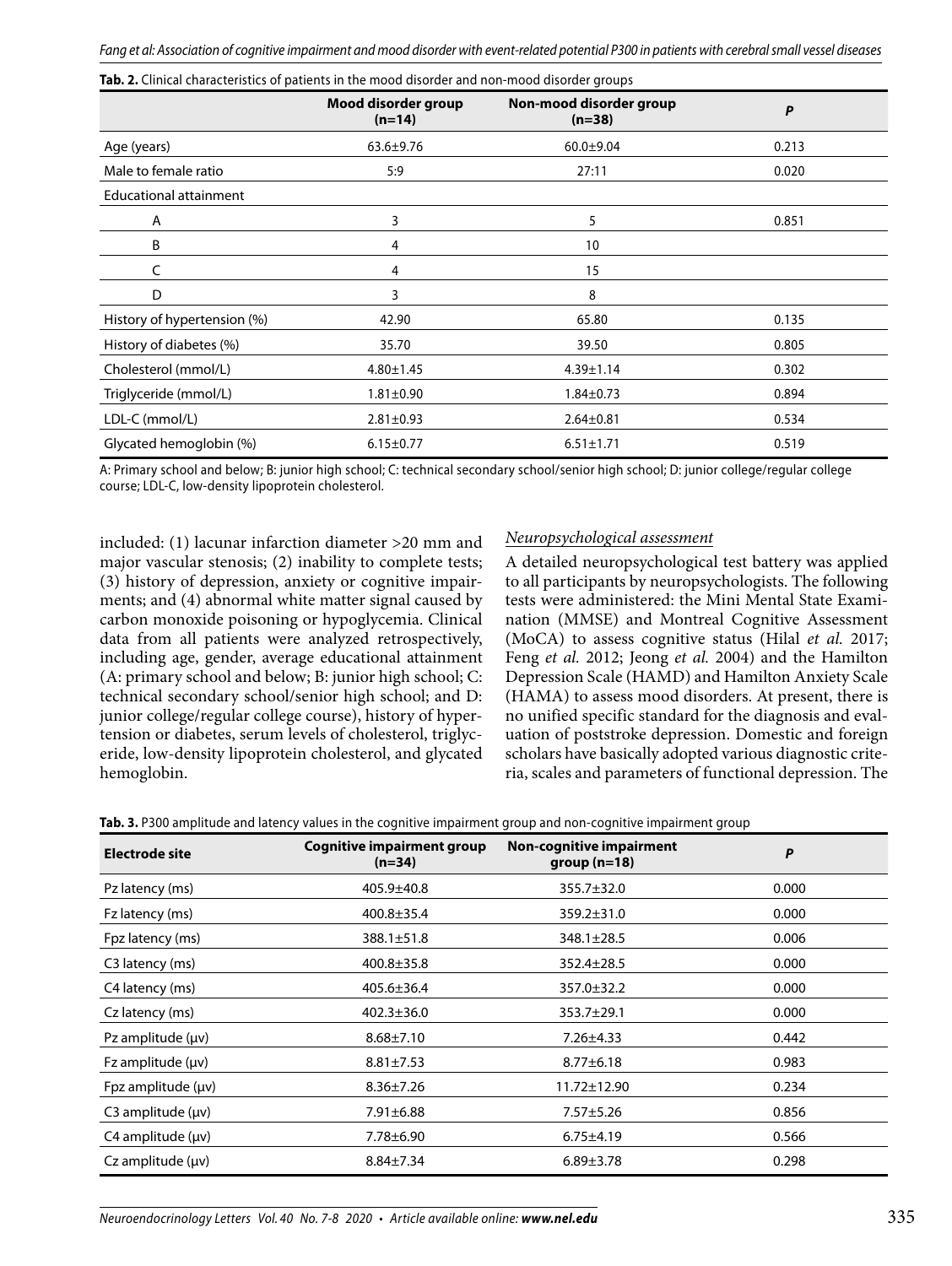**Tab. 2.** Clinical characteristics of patients in the mood disorder and non-mood disorder groups

| | Mood disorder group (n=14) | Non-mood disorder group (n=38) | P |
|---|---|---|---|
| Age (years) | 63.6±9.76 | 60.0±9.04 | 0.213 |
| Male to female ratio | 5:9 | 27:11 | 0.020 |
| Educational attainment | | | |
| A | 3 | 5 | 0.851 |
| B | 4 | 10 | |
| C | 4 | 15 | |
| D | 3 | 8 | |
| History of hypertension (%) | 42.90 | 65.80 | 0.135 |
| History of diabetes (%) | 35.70 | 39.50 | 0.805 |
| Cholesterol (mmol/L) | 4.80±1.45 | 4.39±1.14 | 0.302 |
| Triglyceride (mmol/L) | 1.81±0.90 | 1.84±0.73 | 0.894 |
| LDL-C (mmol/L) | 2.81±0.93 | 2.64±0.81 | 0.534 |
| Glycated hemoglobin (%) | 6.15±0.77 | 6.51±1.71 | 0.519 |

A: Primary school and below; B: junior high school; C: technical secondary school/senior high school; D: junior college/regular college course; LDL-C, low-density lipoprotein cholesterol.

included: (1) lacunar infarction diameter >20 mm and major vascular stenosis; (2) inability to complete tests; (3) history of depression, anxiety or cognitive impairments; and (4) abnormal white matter signal caused by carbon monoxide poisoning or hypoglycemia. Clinical data from all patients were analyzed retrospectively, including age, gender, average educational attainment (A: primary school and below; B: junior high school; C: technical secondary school/senior high school; and D: junior college/regular college course), history of hypertension or diabetes, serum levels of cholesterol, triglyceride, low-density lipoprotein cholesterol, and glycated hemoglobin.

### *Neuropsychological assessment*

A detailed neuropsychological test battery was applied to all participants by neuropsychologists. The following tests were administered: the Mini Mental State Examination (MMSE) and Montreal Cognitive Assessment (MoCA) to assess cognitive status (Hilal *et al.* 2017; Feng *et al.* 2012; Jeong *et al.* 2004) and the Hamilton Depression Scale (HAMD) and Hamilton Anxiety Scale (HAMA) to assess mood disorders. At present, there is no unified specific standard for the diagnosis and evaluation of poststroke depression. Domestic and foreign scholars have basically adopted various diagnostic criteria, scales and parameters of functional depression. The

**Tab. 3.** P300 amplitude and latency values in the cognitive impairment group and non-cognitive impairment group

| Electrode site | Cognitive impairment group (n=34) | Non-cognitive impairment group (n=18) | P |
|---|---|---|---|
| Pz latency (ms) | 405.9±40.8 | 355.7±32.0 | 0.000 |
| Fz latency (ms) | 400.8±35.4 | 359.2±31.0 | 0.000 |
| Fpz latency (ms) | 388.1±51.8 | 348.1±28.5 | 0.006 |
| C3 latency (ms) | 400.8±35.8 | 352.4±28.5 | 0.000 |
| C4 latency (ms) | 405.6±36.4 | 357.0±32.2 | 0.000 |
| Cz latency (ms) | 402.3±36.0 | 353.7±29.1 | 0.000 |
| Pz amplitude (μv) | 8.68±7.10 | 7.26±4.33 | 0.442 |
| Fz amplitude (μv) | 8.81±7.53 | 8.77±6.18 | 0.983 |
| Fpz amplitude (μv) | 8.36±7.26 | 11.72±12.90 | 0.234 |
| C3 amplitude (μv) | 7.91±6.88 | 7.57±5.26 | 0.856 |
| C4 amplitude (μv) | 7.78±6.90 | 6.75±4.19 | 0.566 |
| Cz amplitude (μv) | 8.84±7.34 | 6.89±3.78 | 0.298 |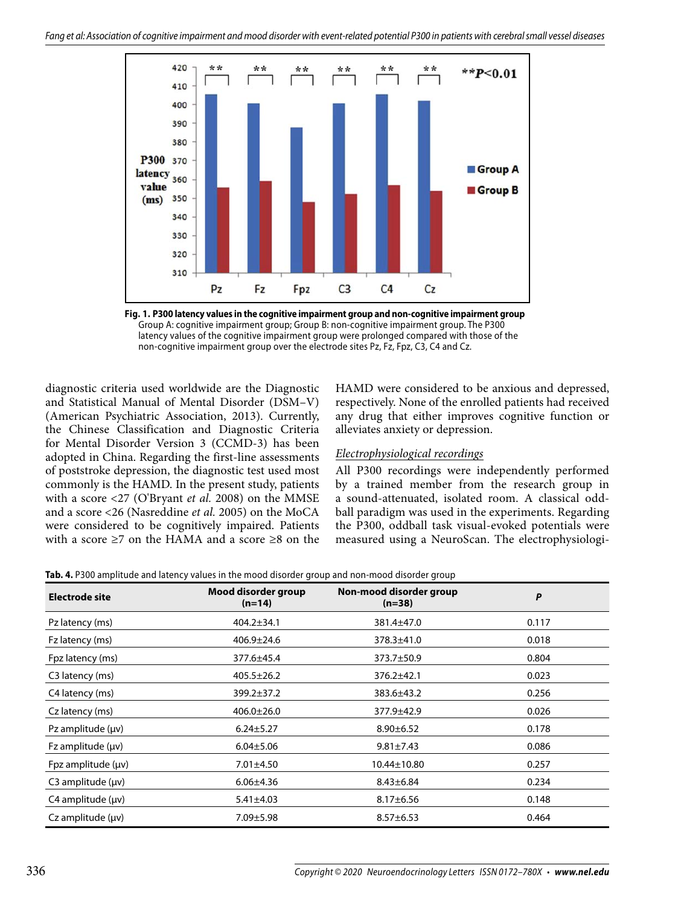Fig. 1. P300 latency values in the cognitive impairment group and non-cognitive impairment group
Group A: cognitive impairment group; Group B: non-cognitive impairment group. The P300 latency values of the cognitive impairment group were prolonged compared with those of the non-cognitive impairment group over the electrode sites Pz, Fz, Fpz, C3, C4 and Cz.

diagnostic criteria used worldwide are the Diagnostic and Statistical Manual of Mental Disorder (DSM–V) (American Psychiatric Association, 2013). Currently, the Chinese Classification and Diagnostic Criteria for Mental Disorder Version 3 (CCMD-3) has been adopted in China. Regarding the first-line assessments of poststroke depression, the diagnostic test used most commonly is the HAMD. In the present study, patients with a score <27 (O'Bryant *et al.* 2008) on the MMSE and a score <26 (Nasreddine *et al.* 2005) on the MoCA were considered to be cognitively impaired. Patients with a score ≥7 on the HAMA and a score ≥8 on the HAMD were considered to be anxious and depressed, respectively. None of the enrolled patients had received any drug that either improves cognitive function or alleviates anxiety or depression.

### *Electrophysiological recordings*

All P300 recordings were independently performed by a trained member from the research group in a sound-attenuated, isolated room. A classical oddball paradigm was used in the experiments. Regarding the P300, oddball task visual-evoked potentials were measured using a NeuroScan. The electrophysiologi-

**Tab. 4.** P300 amplitude and latency values in the mood disorder group and non-mood disorder group

| Electrode site | Mood disorder group (n=14) | Non-mood disorder group (n=38) | *P* |
|---|---|---|---|
| Pz latency (ms) | 404.2±34.1 | 381.4±47.0 | 0.117 |
| Fz latency (ms) | 406.9±24.6 | 378.3±41.0 | 0.018 |
| Fpz latency (ms) | 377.6±45.4 | 373.7±50.9 | 0.804 |
| C3 latency (ms) | 405.5±26.2 | 376.2±42.1 | 0.023 |
| C4 latency (ms) | 399.2±37.2 | 383.6±43.2 | 0.256 |
| Cz latency (ms) | 406.0±26.0 | 377.9±42.9 | 0.026 |
| Pz amplitude (μv) | 6.24±5.27 | 8.90±6.52 | 0.178 |
| Fz amplitude (μv) | 6.04±5.06 | 9.81±7.43 | 0.086 |
| Fpz amplitude (μv) | 7.01±4.50 | 10.44±10.80 | 0.257 |
| C3 amplitude (μv) | 6.06±4.36 | 8.43±6.84 | 0.234 |
| C4 amplitude (μv) | 5.41±4.03 | 8.17±6.56 | 0.148 |
| Cz amplitude (μv) | 7.09±5.98 | 8.57±6.53 | 0.464 |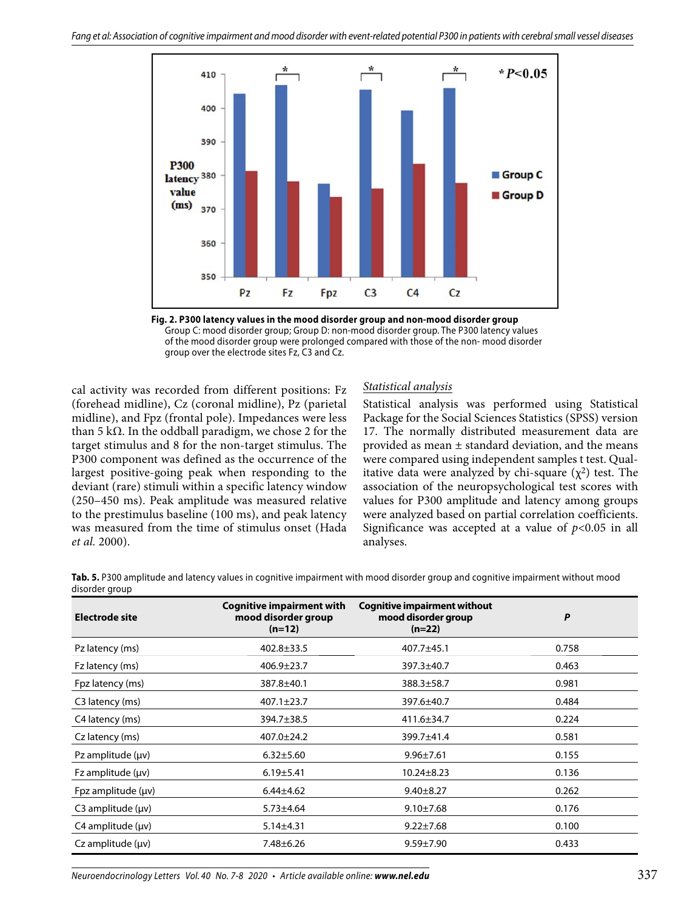Fig. 2. P300 latency values in the mood disorder group and non-mood disorder group
Group C: mood disorder group; Group D: non-mood disorder group. The P300 latency values of the mood disorder group were prolonged compared with those of the non- mood disorder group over the electrode sites Fz, C3 and Cz.

cal activity was recorded from different positions: Fz (forehead midline), Cz (coronal midline), Pz (parietal midline), and Fpz (frontal pole). Impedances were less than 5 kΩ. In the oddball paradigm, we chose 2 for the target stimulus and 8 for the non-target stimulus. The P300 component was defined as the occurrence of the largest positive-going peak when responding to the deviant (rare) stimuli within a specific latency window (250–450 ms). Peak amplitude was measured relative to the prestimulus baseline (100 ms), and peak latency was measured from the time of stimulus onset (Hada *et al.* 2000).

### *Statistical analysis*

Statistical analysis was performed using Statistical Package for the Social Sciences Statistics (SPSS) version 17. The normally distributed measurement data are provided as mean ± standard deviation, and the means were compared using independent samples t test. Qualitative data were analyzed by chi-square ($\chi^2$) test. The association of the neuropsychological test scores with values for P300 amplitude and latency among groups were analyzed based on partial correlation coefficients. Significance was accepted at a value of $p<0.05$ in all analyses.

**Tab. 5.** P300 amplitude and latency values in cognitive impairment with mood disorder group and cognitive impairment without mood disorder group

| Electrode site | Cognitive impairment with mood disorder group (n=12) | Cognitive impairment without mood disorder group (n=22) | *P* |
|---|---|---|---|
| Pz latency (ms) | 402.8±33.5 | 407.7±45.1 | 0.758 |
| Fz latency (ms) | 406.9±23.7 | 397.3±40.7 | 0.463 |
| Fpz latency (ms) | 387.8±40.1 | 388.3±58.7 | 0.981 |
| C3 latency (ms) | 407.1±23.7 | 397.6±40.7 | 0.484 |
| C4 latency (ms) | 394.7±38.5 | 411.6±34.7 | 0.224 |
| Cz latency (ms) | 407.0±24.2 | 399.7±41.4 | 0.581 |
| Pz amplitude (μv) | 6.32±5.60 | 9.96±7.61 | 0.155 |
| Fz amplitude (μv) | 6.19±5.41 | 10.24±8.23 | 0.136 |
| Fpz amplitude (μv) | 6.44±4.62 | 9.40±8.27 | 0.262 |
| C3 amplitude (μv) | 5.73±4.64 | 9.10±7.68 | 0.176 |
| C4 amplitude (μv) | 5.14±4.31 | 9.22±7.68 | 0.100 |
| Cz amplitude (μv) | 7.48±6.26 | 9.59±7.90 | 0.433 |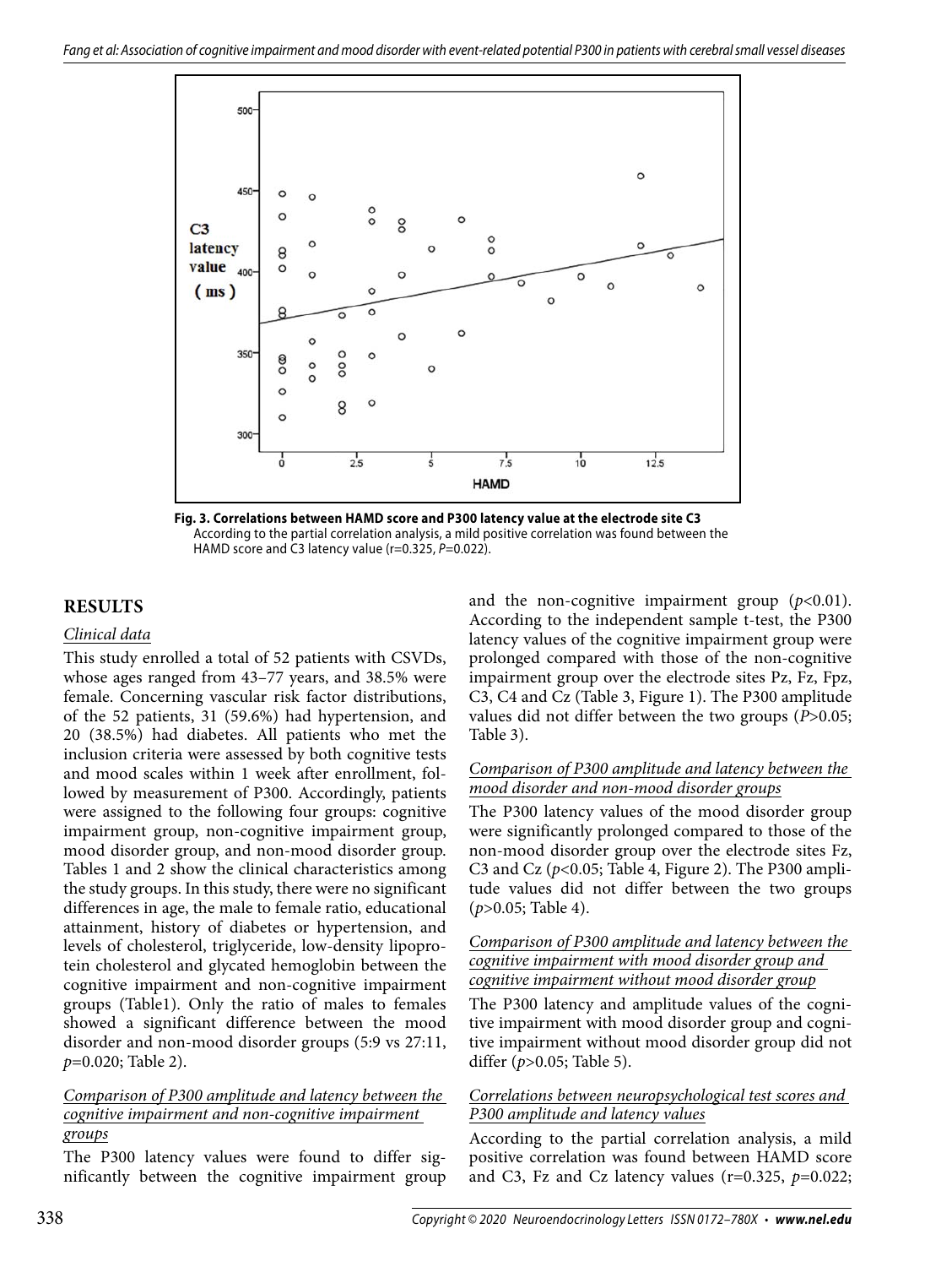Fig. 3. Correlations between HAMD score and P300 latency value at the electrode site C3

According to the partial correlation analysis, a mild positive correlation was found between the HAMD score and C3 latency value (r=0.325, *P*=0.022).

## RESULTS

### *Clinical data*

This study enrolled a total of 52 patients with CSVDs, whose ages ranged from 43–77 years, and 38.5% were female. Concerning vascular risk factor distributions, of the 52 patients, 31 (59.6%) had hypertension, and 20 (38.5%) had diabetes. All patients who met the inclusion criteria were assessed by both cognitive tests and mood scales within 1 week after enrollment, followed by measurement of P300. Accordingly, patients were assigned to the following four groups: cognitive impairment group, non-cognitive impairment group, mood disorder group, and non-mood disorder group. Tables 1 and 2 show the clinical characteristics among the study groups. In this study, there were no significant differences in age, the male to female ratio, educational attainment, history of diabetes or hypertension, and levels of cholesterol, triglyceride, low-density lipoprotein cholesterol and glycated hemoglobin between the cognitive impairment and non-cognitive impairment groups (Table1). Only the ratio of males to females showed a significant difference between the mood disorder and non-mood disorder groups (5:9 vs 27:11, *p*=0.020; Table 2).

### *Comparison of P300 amplitude and latency between the cognitive impairment and non-cognitive impairment groups*

The P300 latency values were found to differ significantly between the cognitive impairment group and the non-cognitive impairment group ($p<0.01$). According to the independent sample t-test, the P300 latency values of the cognitive impairment group were prolonged compared with those of the non-cognitive impairment group over the electrode sites Pz, Fz, Fpz, C3, C4 and Cz (Table 3, Figure 1). The P300 amplitude values did not differ between the two groups ($P>0.05$; Table 3).

### *Comparison of P300 amplitude and latency between the mood disorder and non-mood disorder groups*

The P300 latency values of the mood disorder group were significantly prolonged compared to those of the non-mood disorder group over the electrode sites Fz, C3 and Cz ($p<0.05$; Table 4, Figure 2). The P300 amplitude values did not differ between the two groups ($p>0.05$; Table 4).

### *Comparison of P300 amplitude and latency between the cognitive impairment with mood disorder group and cognitive impairment without mood disorder group*

The P300 latency and amplitude values of the cognitive impairment with mood disorder group and cognitive impairment without mood disorder group did not differ ($p>0.05$; Table 5).

### *Correlations between neuropsychological test scores and P300 amplitude and latency values*

According to the partial correlation analysis, a mild positive correlation was found between HAMD score and C3, Fz and Cz latency values (r=0.325, *p*=0.022;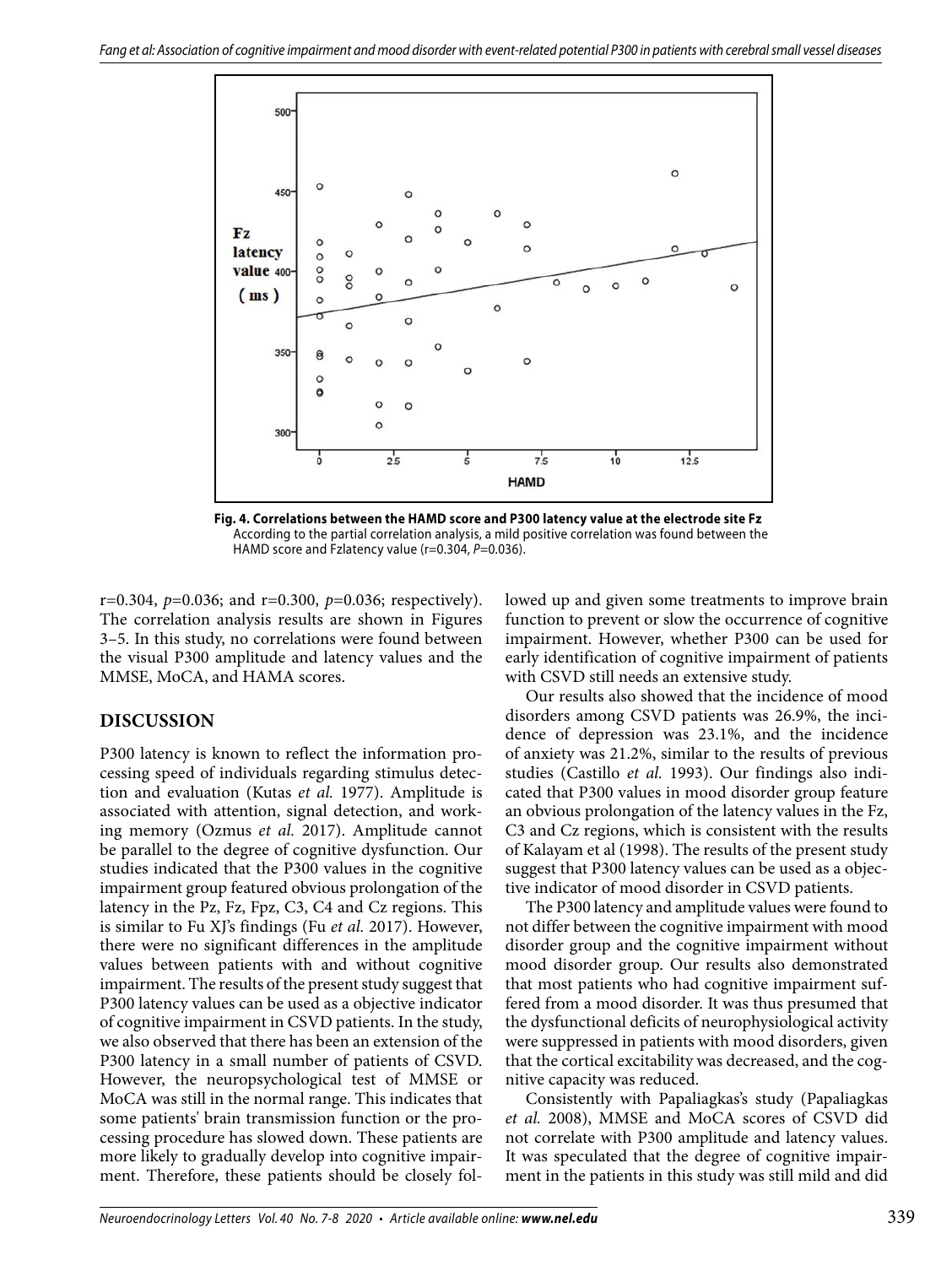**Fig. 4. Correlations between the HAMD score and P300 latency value at the electrode site Fz**
According to the partial correlation analysis, a mild positive correlation was found between the HAMD score and Fzlatency value (r=0.304, *P*=0.036).

r=0.304, *p*=0.036; and r=0.300, *p*=0.036; respectively). The correlation analysis results are shown in Figures 3–5. In this study, no correlations were found between the visual P300 amplitude and latency values and the MMSE, MoCA, and HAMA scores.

## DISCUSSION

P300 latency is known to reflect the information processing speed of individuals regarding stimulus detection and evaluation (Kutas *et al.* 1977). Amplitude is associated with attention, signal detection, and working memory (Ozmus *et al.* 2017). Amplitude cannot be parallel to the degree of cognitive dysfunction. Our studies indicated that the P300 values in the cognitive impairment group featured obvious prolongation of the latency in the Pz, Fz, Fpz, C3, C4 and Cz regions. This is similar to Fu XJ's findings (Fu *et al.* 2017). However, there were no significant differences in the amplitude values between patients with and without cognitive impairment. The results of the present study suggest that P300 latency values can be used as a objective indicator of cognitive impairment in CSVD patients. In the study, we also observed that there has been an extension of the P300 latency in a small number of patients of CSVD. However, the neuropsychological test of MMSE or MoCA was still in the normal range. This indicates that some patients' brain transmission function or the processing procedure has slowed down. These patients are more likely to gradually develop into cognitive impairment. Therefore, these patients should be closely followed up and given some treatments to improve brain function to prevent or slow the occurrence of cognitive impairment. However, whether P300 can be used for early identification of cognitive impairment of patients with CSVD still needs an extensive study.

Our results also showed that the incidence of mood disorders among CSVD patients was 26.9%, the incidence of depression was 23.1%, and the incidence of anxiety was 21.2%, similar to the results of previous studies (Castillo *et al.* 1993). Our findings also indicated that P300 values in mood disorder group feature an obvious prolongation of the latency values in the Fz, C3 and Cz regions, which is consistent with the results of Kalayam et al (1998). The results of the present study suggest that P300 latency values can be used as a objective indicator of mood disorder in CSVD patients.

The P300 latency and amplitude values were found to not differ between the cognitive impairment with mood disorder group and the cognitive impairment without mood disorder group. Our results also demonstrated that most patients who had cognitive impairment suffered from a mood disorder. It was thus presumed that the dysfunctional deficits of neurophysiological activity were suppressed in patients with mood disorders, given that the cortical excitability was decreased, and the cognitive capacity was reduced.

Consistently with Papaliagkas's study (Papaliagkas *et al.* 2008), MMSE and MoCA scores of CSVD did not correlate with P300 amplitude and latency values. It was speculated that the degree of cognitive impairment in the patients in this study was still mild and did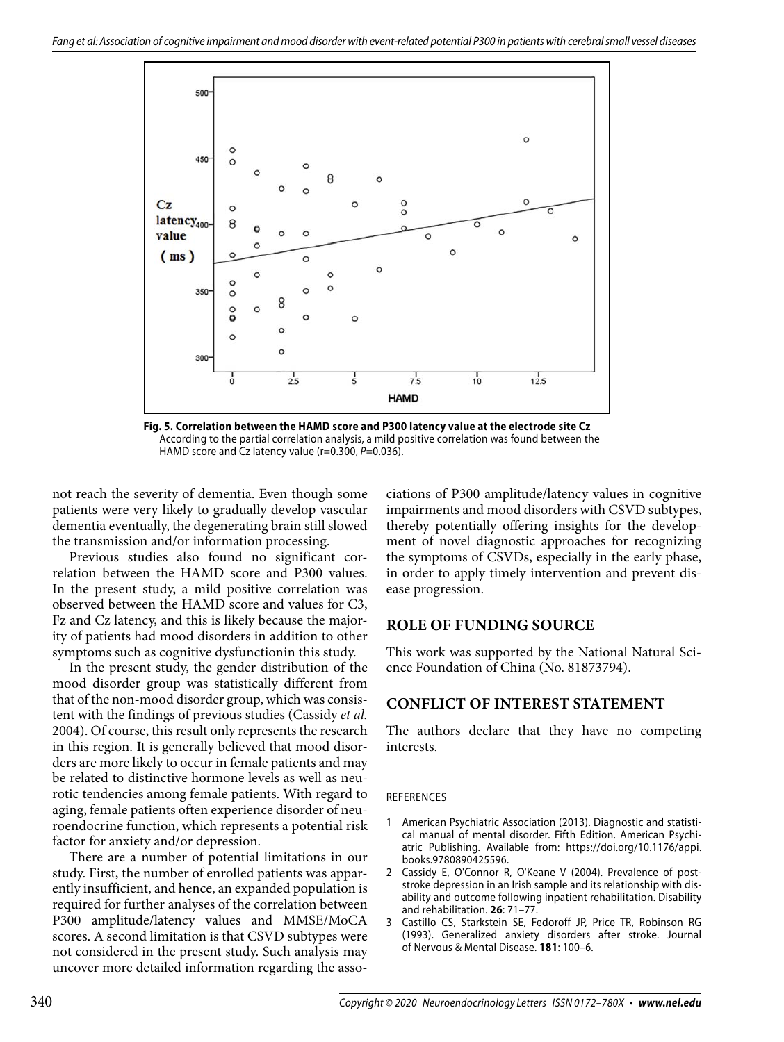**Fig. 5. Correlation between the HAMD score and P300 latency value at the electrode site Cz**
According to the partial correlation analysis, a mild positive correlation was found between the HAMD score and Cz latency value (r=0.300, *P*=0.036).

not reach the severity of dementia. Even though some patients were very likely to gradually develop vascular dementia eventually, the degenerating brain still slowed the transmission and/or information processing.

Previous studies also found no significant correlation between the HAMD score and P300 values. In the present study, a mild positive correlation was observed between the HAMD score and values for C3, Fz and Cz latency, and this is likely because the majority of patients had mood disorders in addition to other symptoms such as cognitive dysfunctionin this study.

In the present study, the gender distribution of the mood disorder group was statistically different from that of the non-mood disorder group, which was consistent with the findings of previous studies (Cassidy *et al.* 2004). Of course, this result only represents the research in this region. It is generally believed that mood disorders are more likely to occur in female patients and may be related to distinctive hormone levels as well as neurotic tendencies among female patients. With regard to aging, female patients often experience disorder of neuroendocrine function, which represents a potential risk factor for anxiety and/or depression.

There are a number of potential limitations in our study. First, the number of enrolled patients was apparently insufficient, and hence, an expanded population is required for further analyses of the correlation between P300 amplitude/latency values and MMSE/MoCA scores. A second limitation is that CSVD subtypes were not considered in the present study. Such analysis may uncover more detailed information regarding the associations of P300 amplitude/latency values in cognitive impairments and mood disorders with CSVD subtypes, thereby potentially offering insights for the development of novel diagnostic approaches for recognizing the symptoms of CSVDs, especially in the early phase, in order to apply timely intervention and prevent disease progression.

## ROLE OF FUNDING SOURCE

This work was supported by the National Natural Science Foundation of China (No. 81873794).

## CONFLICT OF INTEREST STATEMENT

The authors declare that they have no competing interests.

### REFERENCES

1. American Psychiatric Association (2013). Diagnostic and statistical manual of mental disorder. Fifth Edition. American Psychiatric Publishing. Available from: https://doi.org/10.1176/appi.books.9780890425596.
2. Cassidy E, O'Connor R, O'Keane V (2004). Prevalence of post-stroke depression in an Irish sample and its relationship with disability and outcome following inpatient rehabilitation. Disability and rehabilitation. **26**: 71–77.
3. Castillo CS, Starkstein SE, Fedoroff JP, Price TR, Robinson RG (1993). Generalized anxiety disorders after stroke. Journal of Nervous & Mental Disease. **181**: 100–6.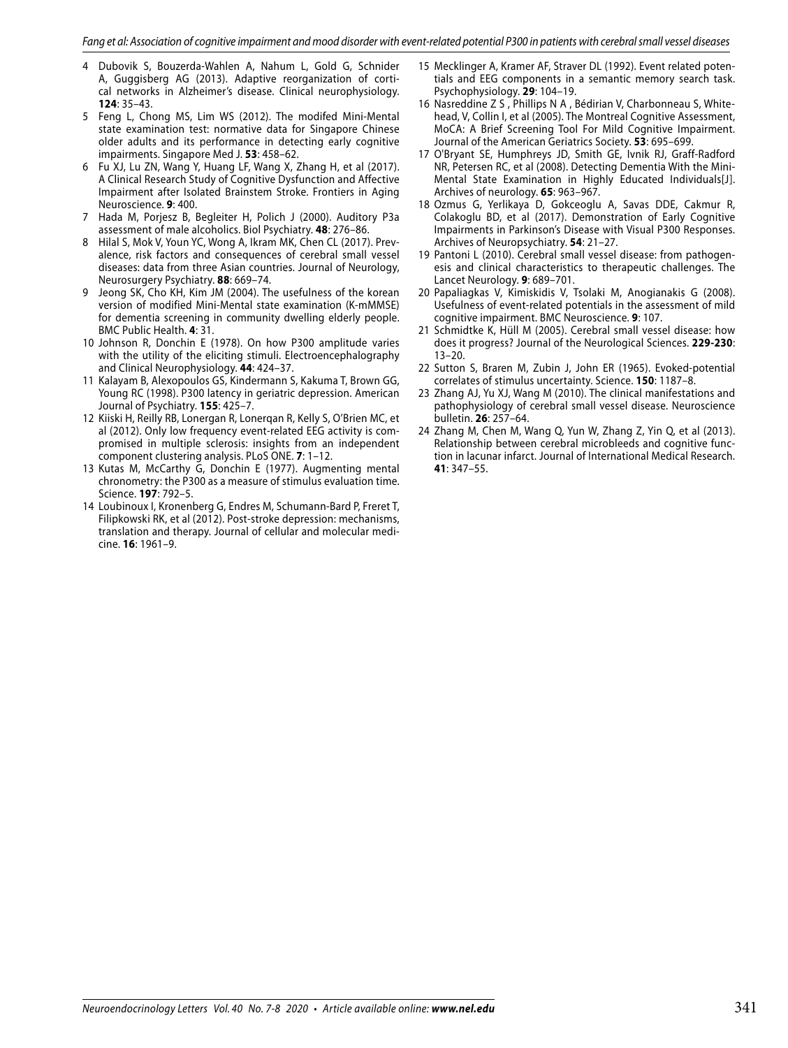4 Dubovik S, Bouzerda-Wahlen A, Nahum L, Gold G, Schnider A, Guggisberg AG (2013). Adaptive reorganization of cortical networks in Alzheimer's disease. Clinical neurophysiology. **124**: 35–43.

5 Feng L, Chong MS, Lim WS (2012). The modifed Mini-Mental state examination test: normative data for Singapore Chinese older adults and its performance in detecting early cognitive impairments. Singapore Med J. **53**: 458–62.

6 Fu XJ, Lu ZN, Wang Y, Huang LF, Wang X, Zhang H, et al (2017). A Clinical Research Study of Cognitive Dysfunction and Affective Impairment after Isolated Brainstem Stroke. Frontiers in Aging Neuroscience. **9**: 400.

7 Hada M, Porjesz B, Begleiter H, Polich J (2000). Auditory P3a assessment of male alcoholics. Biol Psychiatry. **48**: 276–86.

8 Hilal S, Mok V, Youn YC, Wong A, Ikram MK, Chen CL (2017). Prevalence, risk factors and consequences of cerebral small vessel diseases: data from three Asian countries. Journal of Neurology, Neurosurgery Psychiatry. **88**: 669–74.

9 Jeong SK, Cho KH, Kim JM (2004). The usefulness of the korean version of modified Mini-Mental state examination (K-mMMSE) for dementia screening in community dwelling elderly people. BMC Public Health. **4**: 31.

10 Johnson R, Donchin E (1978). On how P300 amplitude varies with the utility of the eliciting stimuli. Electroencephalography and Clinical Neurophysiology. **44**: 424–37.

11 Kalayam B, Alexopoulos GS, Kindermann S, Kakuma T, Brown GG, Young RC (1998). P300 latency in geriatric depression. American Journal of Psychiatry. **155**: 425–7.

12 Kiiski H, Reilly RB, Lonergan R, Lonerqan R, Kelly S, O'Brien MC, et al (2012). Only low frequency event-related EEG activity is compromised in multiple sclerosis: insights from an independent component clustering analysis. PLoS ONE. **7**: 1–12.

13 Kutas M, McCarthy G, Donchin E (1977). Augmenting mental chronometry: the P300 as a measure of stimulus evaluation time. Science. **197**: 792–5.

14 Loubinoux I, Kronenberg G, Endres M, Schumann-Bard P, Freret T, Filipkowski RK, et al (2012). Post-stroke depression: mechanisms, translation and therapy. Journal of cellular and molecular medicine. **16**: 1961–9.

15 Mecklinger A, Kramer AF, Straver DL (1992). Event related potentials and EEG components in a semantic memory search task. Psychophysiology. **29**: 104–19.

16 Nasreddine Z S , Phillips N A , Bédirian V, Charbonneau S, Whitehead, V, Collin I, et al (2005). The Montreal Cognitive Assessment, MoCA: A Brief Screening Tool For Mild Cognitive Impairment. Journal of the American Geriatrics Society. **53**: 695–699.

17 O'Bryant SE, Humphreys JD, Smith GE, Ivnik RJ, Graff-Radford NR, Petersen RC, et al (2008). Detecting Dementia With the Mini-Mental State Examination in Highly Educated Individuals[J]. Archives of neurology. **65**: 963–967.

18 Ozmus G, Yerlikaya D, Gokceoglu A, Savas DDE, Cakmur R, Colakoglu BD, et al (2017). Demonstration of Early Cognitive Impairments in Parkinson's Disease with Visual P300 Responses. Archives of Neuropsychiatry. **54**: 21–27.

19 Pantoni L (2010). Cerebral small vessel disease: from pathogenesis and clinical characteristics to therapeutic challenges. The Lancet Neurology. **9**: 689–701.

20 Papaliagkas V, Kimiskidis V, Tsolaki M, Anogianakis G (2008). Usefulness of event-related potentials in the assessment of mild cognitive impairment. BMC Neuroscience. **9**: 107.

21 Schmidtke K, Hüll M (2005). Cerebral small vessel disease: how does it progress? Journal of the Neurological Sciences. **229-230**: 13–20.

22 Sutton S, Braren M, Zubin J, John ER (1965). Evoked-potential correlates of stimulus uncertainty. Science. **150**: 1187–8.

23 Zhang AJ, Yu XJ, Wang M (2010). The clinical manifestations and pathophysiology of cerebral small vessel disease. Neuroscience bulletin. **26**: 257–64.

24 Zhang M, Chen M, Wang Q, Yun W, Zhang Z, Yin Q, et al (2013). Relationship between cerebral microbleeds and cognitive function in lacunar infarct. Journal of International Medical Research. **41**: 347–55.